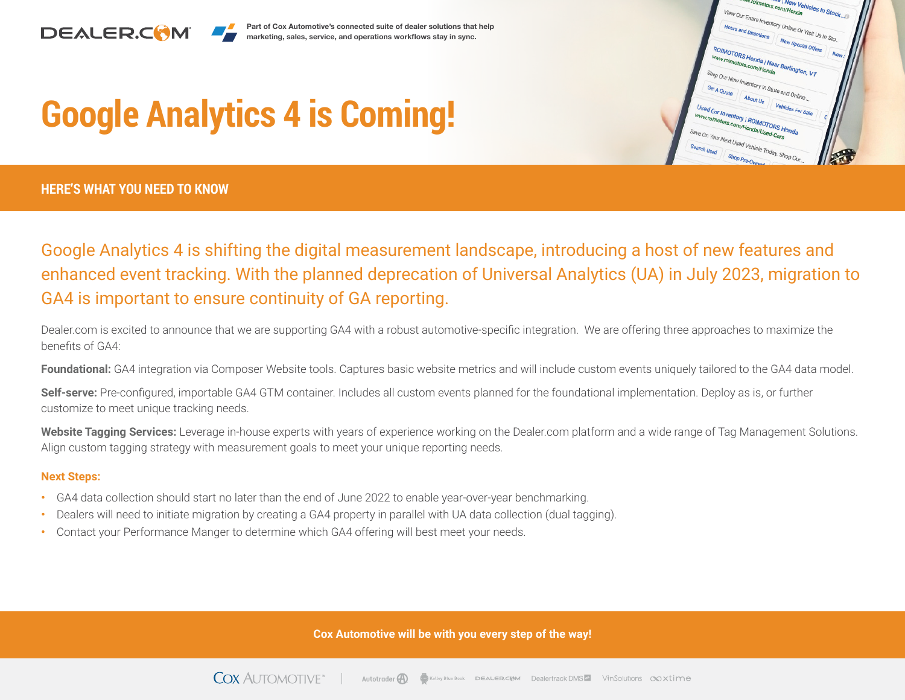DEALER.COM

Part of Cox Automotive's connected suite of dealer solutions that help marketing, sales, service, and operations workflows stay in sync.

# Google Analytics 4 is Coming!

## HERE'S WHAT YOU NEED TO KNOW

Google Analytics 4 is shifting the digital measurement landscape, introducing a host of new features and enhanced event tracking. With the planned deprecation of Universal Analytics (UA) in July 2023, migration to GA4 is important to ensure continuity of GA reporting.

Dealer.com is excited to announce that we are supporting GA4 with a robust automotive-specific integration. We are offering three approaches to maximize the benefits of GA4:

**Foundational:** GA4 integration via Composer Website tools. Captures basic website metrics and will include custom events uniquely tailored to the GA4 data model.

**Self-serve:** Pre-configured, importable GA4 GTM container. Includes all custom events planned for the foundational implementation. Deploy as is, or further customize to meet unique tracking needs.

**Website Tagging Services:** Leverage in-house experts with years of experience working on the Dealer.com platform and a wide range of Tag Management Solutions. Align custom tagging strategy with measurement goals to meet your unique reporting needs.

### Next Steps:

- GA4 data collection should start no later than the end of June 2022 to enable year-over-year benchmarking.
- Dealers will need to initiate migration by creating a GA4 property in parallel with UA data collection (dual tagging).
- Contact your Performance Manger to determine which GA4 offering will best meet your needs.

**Cox Automotive will be with you every step of the way!**

Cox Automotive | Autotrader | Kelley Blue Book | Dealer.com | Dealertrack DMS | VinSolutions | xtime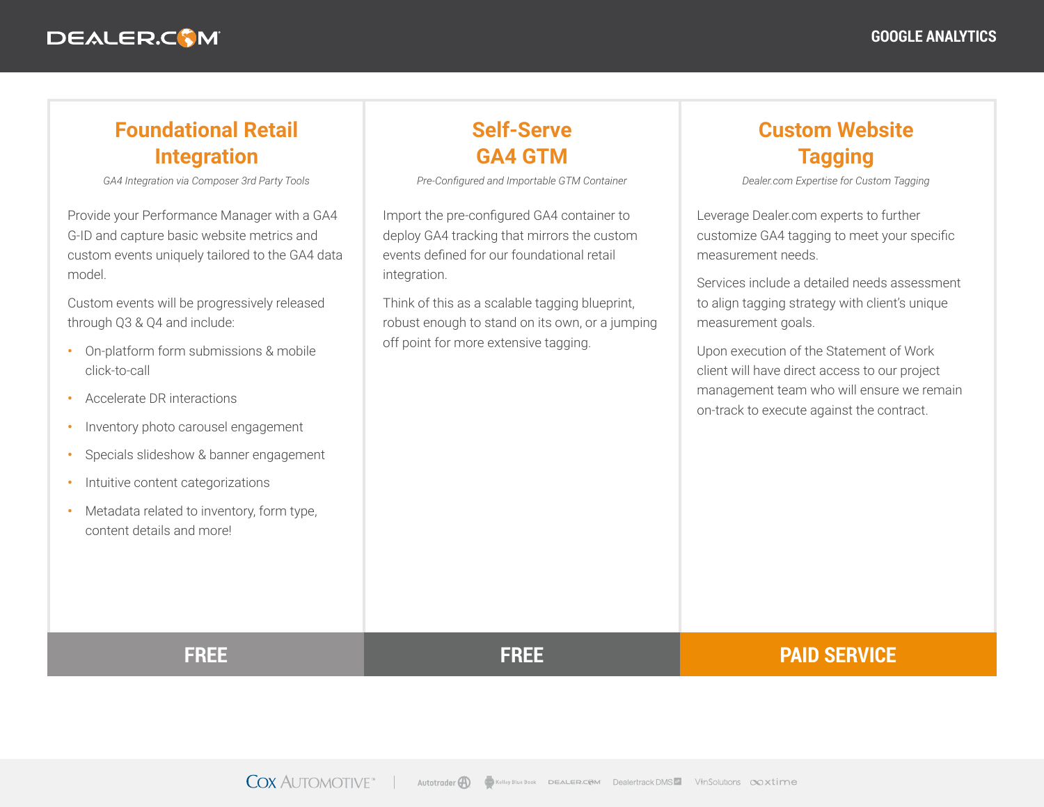## Foundational Retail Integration

*GA4 Integration via Composer 3rd Party Tools*

Provide your Performance Manager with a GA4 G-ID and capture basic website metrics and custom events uniquely tailored to the GA4 data model.

Custom events will be progressively released through Q3 & Q4 and include:

- On-platform form submissions & mobile click-to-call
- Accelerate DR interactions
- Inventory photo carousel engagement
- Specials slideshow & banner engagement
- Intuitive content categorizations
- Metadata related to inventory, form type, content details and more!

**FREE**

## Self-Serve GA4 GTM

*Pre-Configured and Importable GTM Container*

Import the pre-configured GA4 container to deploy GA4 tracking that mirrors the custom events defined for our foundational retail integration.

Think of this as a scalable tagging blueprint, robust enough to stand on its own, or a jumping off point for more extensive tagging.

**FREE**

## Custom Website Tagging

*Dealer.com Expertise for Custom Tagging*

Leverage Dealer.com experts to further customize GA4 tagging to meet your specific measurement needs.

Services include a detailed needs assessment to align tagging strategy with client's unique measurement goals.

Upon execution of the Statement of Work client will have direct access to our project management team who will ensure we remain on-track to execute against the contract.

**PAID SERVICE**